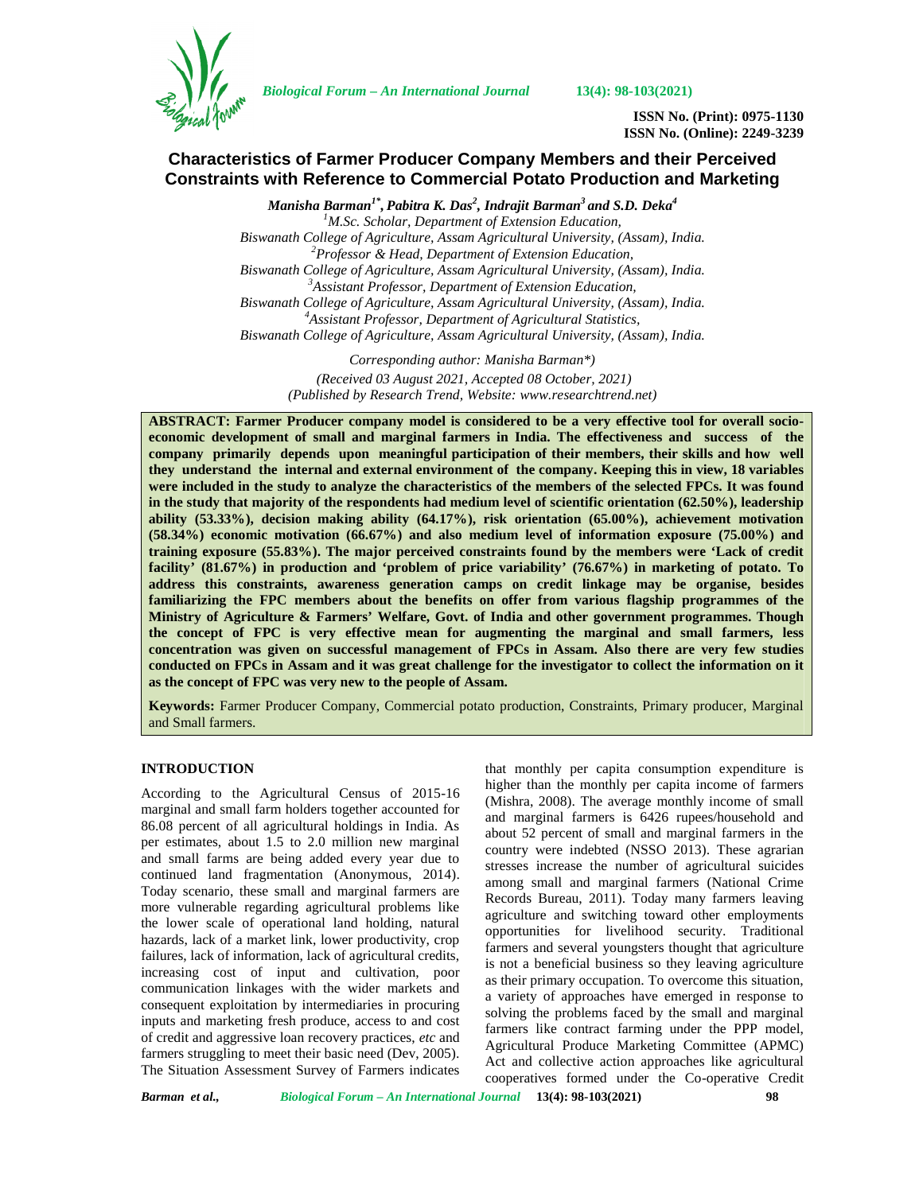# Characteristics of Farmer Producer Company Members and their Perceived Constraints with Reference to Commercial Potato Production and Marketing

*Manisha Barman*[1*]*, Pabitra K. Das*[2]*, Indrajit Barman*[3] *and S.D. Deka*[4]

[1]*M.Sc. Scholar, Department of Extension Education,*
*Biswanath College of Agriculture, Assam Agricultural University, (Assam), India.*
[2]*Professor & Head, Department of Extension Education,*
*Biswanath College of Agriculture, Assam Agricultural University, (Assam), India.*
[3]*Assistant Professor, Department of Extension Education,*
*Biswanath College of Agriculture, Assam Agricultural University, (Assam), India.*
[4]*Assistant Professor, Department of Agricultural Statistics,*
*Biswanath College of Agriculture, Assam Agricultural University, (Assam), India.*

*Corresponding author: Manisha Barman\*)*
*(Received 03 August 2021, Accepted 08 October, 2021)*
*(Published by Research Trend, Website: www.researchtrend.net)*

**ABSTRACT: Farmer Producer company model is considered to be a very effective tool for overall socio-economic development of small and marginal farmers in India. The effectiveness and success of the company primarily depends upon meaningful participation of their members, their skills and how well they understand the internal and external environment of the company. Keeping this in view, 18 variables were included in the study to analyze the characteristics of the members of the selected FPCs. It was found in the study that majority of the respondents had medium level of scientific orientation (62.50%), leadership ability (53.33%), decision making ability (64.17%), risk orientation (65.00%), achievement motivation (58.34%) economic motivation (66.67%) and also medium level of information exposure (75.00%) and training exposure (55.83%). The major perceived constraints found by the members were 'Lack of credit facility' (81.67%) in production and 'problem of price variability' (76.67%) in marketing of potato. To address this constraints, awareness generation camps on credit linkage may be organise, besides familiarizing the FPC members about the benefits on offer from various flagship programmes of the Ministry of Agriculture & Farmers' Welfare, Govt. of India and other government programmes. Though the concept of FPC is very effective mean for augmenting the marginal and small farmers, less concentration was given on successful management of FPCs in Assam. Also there are very few studies conducted on FPCs in Assam and it was great challenge for the investigator to collect the information on it as the concept of FPC was very new to the people of Assam.**

**Keywords:** Farmer Producer Company, Commercial potato production, Constraints, Primary producer, Marginal and Small farmers.

## INTRODUCTION

According to the Agricultural Census of 2015-16 marginal and small farm holders together accounted for 86.08 percent of all agricultural holdings in India. As per estimates, about 1.5 to 2.0 million new marginal and small farms are being added every year due to continued land fragmentation (Anonymous, 2014). Today scenario, these small and marginal farmers are more vulnerable regarding agricultural problems like the lower scale of operational land holding, natural hazards, lack of a market link, lower productivity, crop failures, lack of information, lack of agricultural credits, increasing cost of input and cultivation, poor communication linkages with the wider markets and consequent exploitation by intermediaries in procuring inputs and marketing fresh produce, access to and cost of credit and aggressive loan recovery practices, *etc* and farmers struggling to meet their basic need (Dev, 2005). The Situation Assessment Survey of Farmers indicates that monthly per capita consumption expenditure is higher than the monthly per capita income of farmers (Mishra, 2008). The average monthly income of small and marginal farmers is 6426 rupees/household and about 52 percent of small and marginal farmers in the country were indebted (NSSO 2013). These agrarian stresses increase the number of agricultural suicides among small and marginal farmers (National Crime Records Bureau, 2011). Today many farmers leaving agriculture and switching toward other employments opportunities for livelihood security. Traditional farmers and several youngsters thought that agriculture is not a beneficial business so they leaving agriculture as their primary occupation. To overcome this situation, a variety of approaches have emerged in response to solving the problems faced by the small and marginal farmers like contract farming under the PPP model, Agricultural Produce Marketing Committee (APMC) Act and collective action approaches like agricultural cooperatives formed under the Co-operative Credit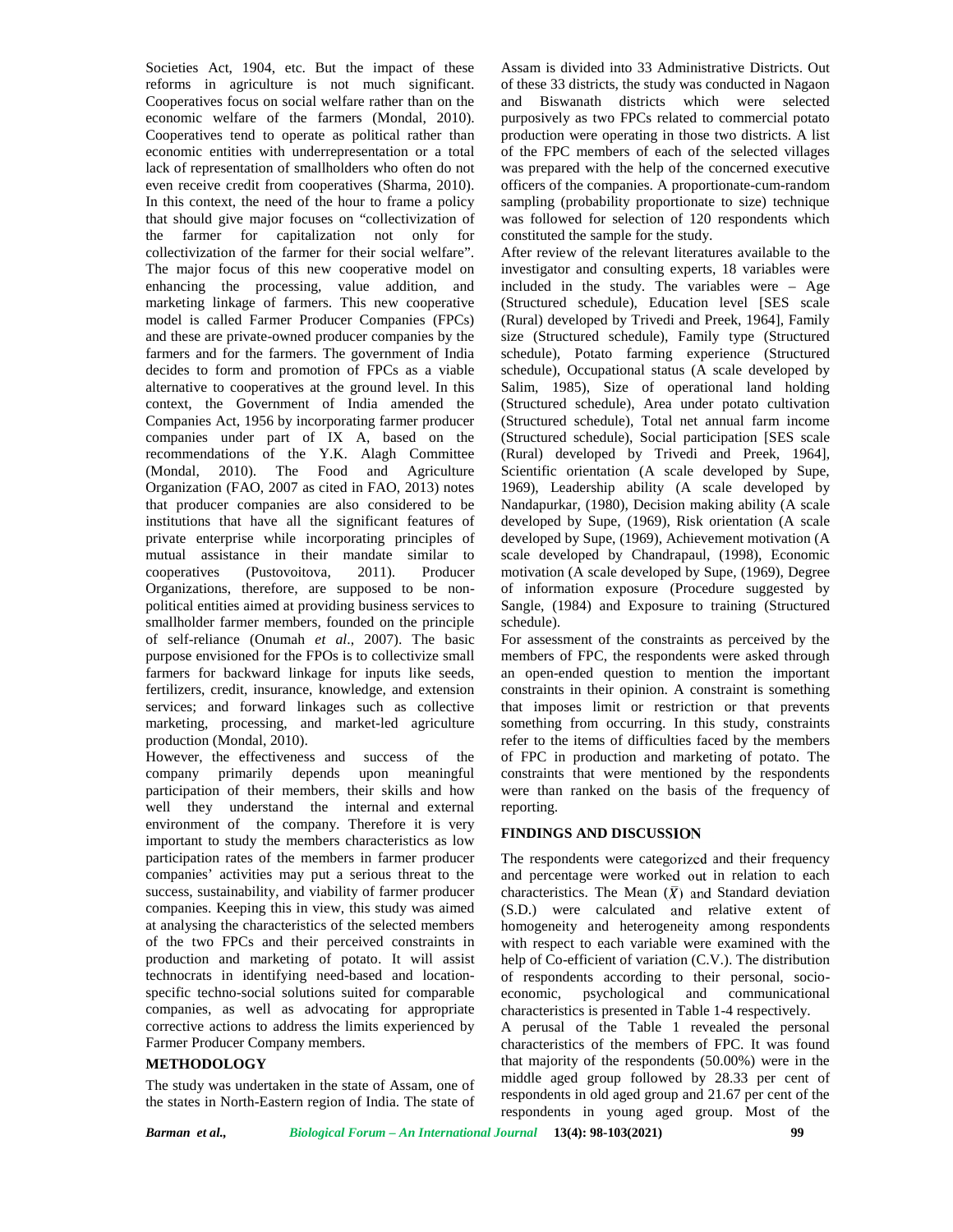Societies Act, 1904, etc. But the impact of these reforms in agriculture is not much significant. Cooperatives focus on social welfare rather than on the economic welfare of the farmers (Mondal, 2010). Cooperatives tend to operate as political rather than economic entities with underrepresentation or a total lack of representation of smallholders who often do not even receive credit from cooperatives (Sharma, 2010). In this context, the need of the hour to frame a policy that should give major focuses on "collectivization of the farmer for capitalization not only for collectivization of the farmer for their social welfare". The major focus of this new cooperative model on enhancing the processing, value addition, and marketing linkage of farmers. This new cooperative model is called Farmer Producer Companies (FPCs) and these are private-owned producer companies by the farmers and for the farmers. The government of India decides to form and promotion of FPCs as a viable alternative to cooperatives at the ground level. In this context, the Government of India amended the Companies Act, 1956 by incorporating farmer producer companies under part of IX A, based on the recommendations of the Y.K. Alagh Committee (Mondal, 2010). The Food and Agriculture Organization (FAO, 2007 as cited in FAO, 2013) notes that producer companies are also considered to be institutions that have all the significant features of private enterprise while incorporating principles of mutual assistance in their mandate similar to cooperatives (Pustovoitova, 2011). Producer Organizations, therefore, are supposed to be non-political entities aimed at providing business services to smallholder farmer members, founded on the principle of self-reliance (Onumah *et al*., 2007). The basic purpose envisioned for the FPOs is to collectivize small farmers for backward linkage for inputs like seeds, fertilizers, credit, insurance, knowledge, and extension services; and forward linkages such as collective marketing, processing, and market-led agriculture production (Mondal, 2010).

However, the effectiveness and success of the company primarily depends upon meaningful participation of their members, their skills and how well they understand the internal and external environment of the company. Therefore it is very important to study the members characteristics as low participation rates of the members in farmer producer companies' activities may put a serious threat to the success, sustainability, and viability of farmer producer companies. Keeping this in view, this study was aimed at analysing the characteristics of the selected members of the two FPCs and their perceived constraints in production and marketing of potato. It will assist technocrats in identifying need-based and location-specific techno-social solutions suited for comparable companies, as well as advocating for appropriate corrective actions to address the limits experienced by Farmer Producer Company members.

## METHODOLOGY

The study was undertaken in the state of Assam, one of the states in North-Eastern region of India. The state of Assam is divided into 33 Administrative Districts. Out of these 33 districts, the study was conducted in Nagaon and Biswanath districts which were selected purposively as two FPCs related to commercial potato production were operating in those two districts. A list of the FPC members of each of the selected villages was prepared with the help of the concerned executive officers of the companies. A proportionate-cum-random sampling (probability proportionate to size) technique was followed for selection of 120 respondents which constituted the sample for the study.

After review of the relevant literatures available to the investigator and consulting experts, 18 variables were included in the study. The variables were – Age (Structured schedule), Education level [SES scale (Rural) developed by Trivedi and Preek, 1964], Family size (Structured schedule), Family type (Structured schedule), Potato farming experience (Structured schedule), Occupational status (A scale developed by Salim, 1985), Size of operational land holding (Structured schedule), Area under potato cultivation (Structured schedule), Total net annual farm income (Structured schedule), Social participation [SES scale (Rural) developed by Trivedi and Preek, 1964], Scientific orientation (A scale developed by Supe, 1969), Leadership ability (A scale developed by Nandapurkar, (1980), Decision making ability (A scale developed by Supe, (1969), Risk orientation (A scale developed by Supe, (1969), Achievement motivation (A scale developed by Chandrapaul, (1998), Economic motivation (A scale developed by Supe, (1969), Degree of information exposure (Procedure suggested by Sangle, (1984) and Exposure to training (Structured schedule).

For assessment of the constraints as perceived by the members of FPC, the respondents were asked through an open-ended question to mention the important constraints in their opinion. A constraint is something that imposes limit or restriction or that prevents something from occurring. In this study, constraints refer to the items of difficulties faced by the members of FPC in production and marketing of potato. The constraints that were mentioned by the respondents were than ranked on the basis of the frequency of reporting.

## FINDINGS AND DISCUSSION

The respondents were categorized and their frequency and percentage were worked out in relation to each characteristics. The Mean ($\bar{X}$) and Standard deviation (S.D.) were calculated and relative extent of homogeneity and heterogeneity among respondents with respect to each variable were examined with the help of Co-efficient of variation (C.V.). The distribution of respondents according to their personal, socio-economic, psychological and communicational characteristics is presented in Table 1-4 respectively.

A perusal of the Table 1 revealed the personal characteristics of the members of FPC. It was found that majority of the respondents (50.00%) were in the middle aged group followed by 28.33 per cent of respondents in old aged group and 21.67 per cent of the respondents in young aged group. Most of the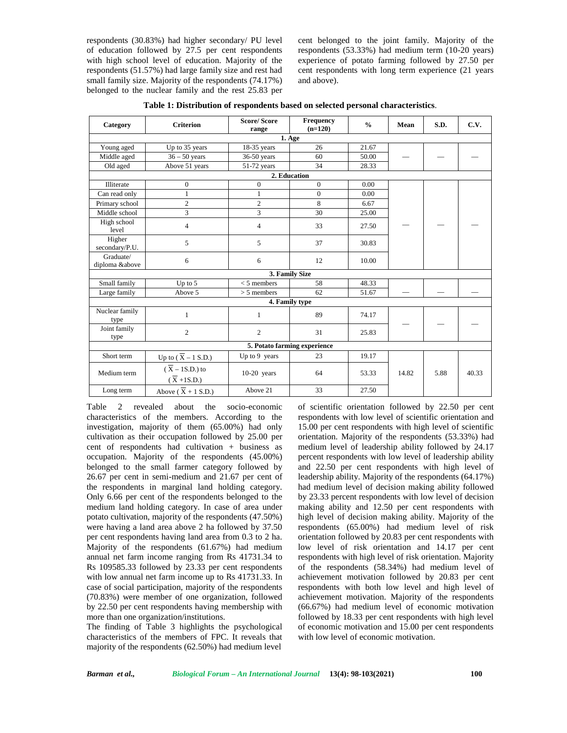respondents (30.83%) had higher secondary/ PU level of education followed by 27.5 per cent respondents with high school level of education. Majority of the respondents (51.57%) had large family size and rest had small family size. Majority of the respondents (74.17%) belonged to the nuclear family and the rest 25.83 per cent belonged to the joint family. Majority of the respondents (53.33%) had medium term (10-20 years) experience of potato farming followed by 27.50 per cent respondents with long term experience (21 years and above).

**Table 1: Distribution of respondents based on selected personal characteristics**.

| Category | Criterion | Score/ Score range | Frequency (n=120) | % | Mean | S.D. | C.V. |
|---|---|---|---|---|---|---|---|
| **1. Age** | | | | | | | |
| Young aged | Up to 35 years | 18-35 years | 26 | 21.67 | — | — | — |
| Middle aged | 36 – 50 years | 36-50 years | 60 | 50.00 | | | |
| Old aged | Above 51 years | 51-72 years | 34 | 28.33 | | | |
| **2. Education** | | | | | | | |
| Illiterate | 0 | 0 | 0 | 0.00 | — | — | — |
| Can read only | 1 | 1 | 0 | 0.00 | | | |
| Primary school | 2 | 2 | 8 | 6.67 | | | |
| Middle school | 3 | 3 | 30 | 25.00 | | | |
| High school level | 4 | 4 | 33 | 27.50 | | | |
| Higher secondary/P.U. | 5 | 5 | 37 | 30.83 | | | |
| Graduate/ diploma &above | 6 | 6 | 12 | 10.00 | | | |
| **3. Family Size** | | | | | | | |
| Small family | Up to 5 | < 5 members | 58 | 48.33 | — | — | — |
| Large family | Above 5 | > 5 members | 62 | 51.67 | | | |
| **4. Family type** | | | | | | | |
| Nuclear family type | 1 | 1 | 89 | 74.17 | — | — | — |
| Joint family type | 2 | 2 | 31 | 25.83 | | | |
| **5. Potato farming experience** | | | | | | | |
| Short term | Up to ($\overline{X}$ – 1 S.D.) | Up to 9 years | 23 | 19.17 | 14.82 | 5.88 | 40.33 |
| Medium term | ($\overline{X}$ – 1S.D.) to ($\overline{X}$ +1S.D.) | 10-20 years | 64 | 53.33 | | | |
| Long term | Above ($\overline{X}$ + 1 S.D.) | Above 21 | 33 | 27.50 | | | |

Table 2 revealed about the socio-economic characteristics of the members. According to the investigation, majority of them (65.00%) had only cultivation as their occupation followed by 25.00 per cent of respondents had cultivation + business as occupation. Majority of the respondents (45.00%) belonged to the small farmer category followed by 26.67 per cent in semi-medium and 21.67 per cent of the respondents in marginal land holding category. Only 6.66 per cent of the respondents belonged to the medium land holding category. In case of area under potato cultivation, majority of the respondents (47.50%) were having a land area above 2 ha followed by 37.50 per cent respondents having land area from 0.3 to 2 ha. Majority of the respondents (61.67%) had medium annual net farm income ranging from Rs 41731.34 to Rs 109585.33 followed by 23.33 per cent respondents with low annual net farm income up to Rs 41731.33. In case of social participation, majority of the respondents (70.83%) were member of one organization, followed by 22.50 per cent respondents having membership with more than one organization/institutions.

The finding of Table 3 highlights the psychological characteristics of the members of FPC. It reveals that majority of the respondents (62.50%) had medium level of scientific orientation followed by 22.50 per cent respondents with low level of scientific orientation and 15.00 per cent respondents with high level of scientific orientation. Majority of the respondents (53.33%) had medium level of leadership ability followed by 24.17 percent respondents with low level of leadership ability and 22.50 per cent respondents with high level of leadership ability. Majority of the respondents (64.17%) had medium level of decision making ability followed by 23.33 percent respondents with low level of decision making ability and 12.50 per cent respondents with high level of decision making ability. Majority of the respondents (65.00%) had medium level of risk orientation followed by 20.83 per cent respondents with low level of risk orientation and 14.17 per cent respondents with high level of risk orientation. Majority of the respondents (58.34%) had medium level of achievement motivation followed by 20.83 per cent respondents with both low level and high level of achievement motivation. Majority of the respondents (66.67%) had medium level of economic motivation followed by 18.33 per cent respondents with high level of economic motivation and 15.00 per cent respondents with low level of economic motivation.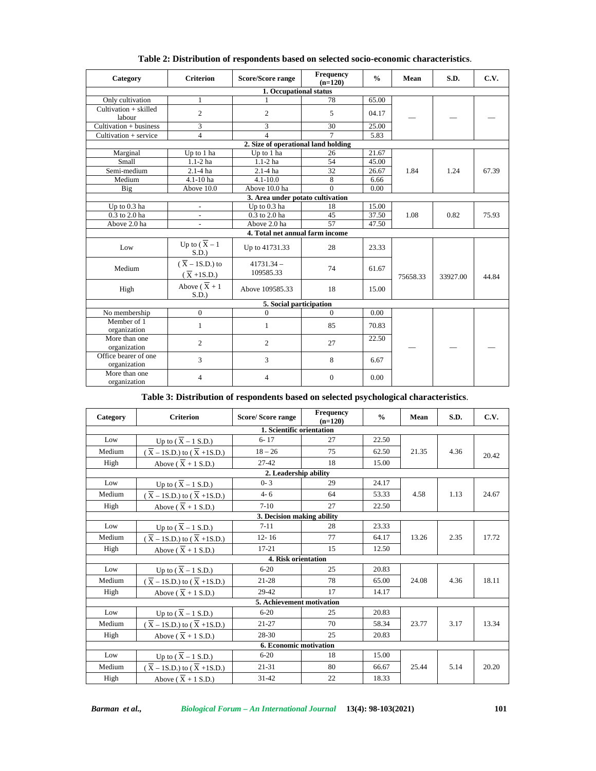**Table 2: Distribution of respondents based on selected socio-economic characteristics**.

| Category | Criterion | Score/Score range | Frequency (n=120) | % | Mean | S.D. | C.V. |
|---|---|---|---|---|---|---|---|
| **1. Occupational status** | | | | | | | |
| Only cultivation | 1 | 1 | 78 | 65.00 | — | — | — |
| Cultivation + skilled labour | 2 | 2 | 5 | 04.17 | | | |
| Cultivation + business | 3 | 3 | 30 | 25.00 | | | |
| Cultivation + service | 4 | 4 | 7 | 5.83 | | | |
| **2. Size of operational land holding** | | | | | | | |
| Marginal | Up to 1 ha | Up to 1 ha | 26 | 21.67 | 1.84 | 1.24 | 67.39 |
| Small | 1.1-2 ha | 1.1-2 ha | 54 | 45.00 | | | |
| Semi-medium | 2.1-4 ha | 2.1-4 ha | 32 | 26.67 | | | |
| Medium | 4.1-10 ha | 4.1-10.0 | 8 | 6.66 | | | |
| Big | Above 10.0 | Above 10.0 ha | 0 | 0.00 | | | |
| **3. Area under potato cultivation** | | | | | | | |
| Up to 0.3 ha | - | Up to 0.3 ha | 18 | 15.00 | 1.08 | 0.82 | 75.93 |
| 0.3 to 2.0 ha | - | 0.3 to 2.0 ha | 45 | 37.50 | | | |
| Above 2.0 ha | - | Above 2.0 ha | 57 | 47.50 | | | |
| **4. Total net annual farm income** | | | | | | | |
| Low | Up to ($\overline{X}$ – 1 S.D.) | Up to 41731.33 | 28 | 23.33 | 75658.33 | 33927.00 | 44.84 |
| Medium | ($\overline{X}$ – 1S.D.) to ($\overline{X}$ +1S.D.) | 41731.34 – 109585.33 | 74 | 61.67 | | | |
| High | Above ($\overline{X}$ + 1 S.D.) | Above 109585.33 | 18 | 15.00 | | | |
| **5. Social participation** | | | | | | | |
| No membership | 0 | 0 | 0 | 0.00 | — | — | — |
| Member of 1 organization | 1 | 1 | 85 | 70.83 | | | |
| More than one organization | 2 | 2 | 27 | 22.50 | | | |
| Office bearer of one organization | 3 | 3 | 8 | 6.67 | | | |
| More than one organization | 4 | 4 | 0 | 0.00 | | | |

**Table 3: Distribution of respondents based on selected psychological characteristics**.

| Category | Criterion | Score/ Score range | Frequency (n=120) | % | Mean | S.D. | C.V. |
|---|---|---|---|---|---|---|---|
| **1. Scientific orientation** | | | | | | | |
| Low | Up to ($\overline{X}$ – 1 S.D.) | 6- 17 | 27 | 22.50 | 21.35 | 4.36 | 20.42 |
| Medium | ($\overline{X}$ – 1S.D.) to ($\overline{X}$ +1S.D.) | 18 – 26 | 75 | 62.50 | | | |
| High | Above ($\overline{X}$ + 1 S.D.) | 27-42 | 18 | 15.00 | | | |
| **2. Leadership ability** | | | | | | | |
| Low | Up to ($\overline{X}$ – 1 S.D.) | 0- 3 | 29 | 24.17 | 4.58 | 1.13 | 24.67 |
| Medium | ($\overline{X}$ – 1S.D.) to ($\overline{X}$ +1S.D.) | 4- 6 | 64 | 53.33 | | | |
| High | Above ($\overline{X}$ + 1 S.D.) | 7-10 | 27 | 22.50 | | | |
| **3. Decision making ability** | | | | | | | |
| Low | Up to ($\overline{X}$ – 1 S.D.) | 7-11 | 28 | 23.33 | 13.26 | 2.35 | 17.72 |
| Medium | ($\overline{X}$ – 1S.D.) to ($\overline{X}$ +1S.D.) | 12- 16 | 77 | 64.17 | | | |
| High | Above ($\overline{X}$ + 1 S.D.) | 17-21 | 15 | 12.50 | | | |
| **4. Risk orientation** | | | | | | | |
| Low | Up to ($\overline{X}$ – 1 S.D.) | 6-20 | 25 | 20.83 | 24.08 | 4.36 | 18.11 |
| Medium | ($\overline{X}$ – 1S.D.) to ($\overline{X}$ +1S.D.) | 21-28 | 78 | 65.00 | | | |
| High | Above ($\overline{X}$ + 1 S.D.) | 29-42 | 17 | 14.17 | | | |
| **5. Achievement motivation** | | | | | | | |
| Low | Up to ($\overline{X}$ – 1 S.D.) | 6-20 | 25 | 20.83 | 23.77 | 3.17 | 13.34 |
| Medium | ($\overline{X}$ – 1S.D.) to ($\overline{X}$ +1S.D.) | 21-27 | 70 | 58.34 | | | |
| High | Above ($\overline{X}$ + 1 S.D.) | 28-30 | 25 | 20.83 | | | |
| **6. Economic motivation** | | | | | | | |
| Low | Up to ($\overline{X}$ – 1 S.D.) | 6-20 | 18 | 15.00 | 25.44 | 5.14 | 20.20 |
| Medium | ($\overline{X}$ – 1S.D.) to ($\overline{X}$ +1S.D.) | 21-31 | 80 | 66.67 | | | |
| High | Above ($\overline{X}$ + 1 S.D.) | 31-42 | 22 | 18.33 | | | |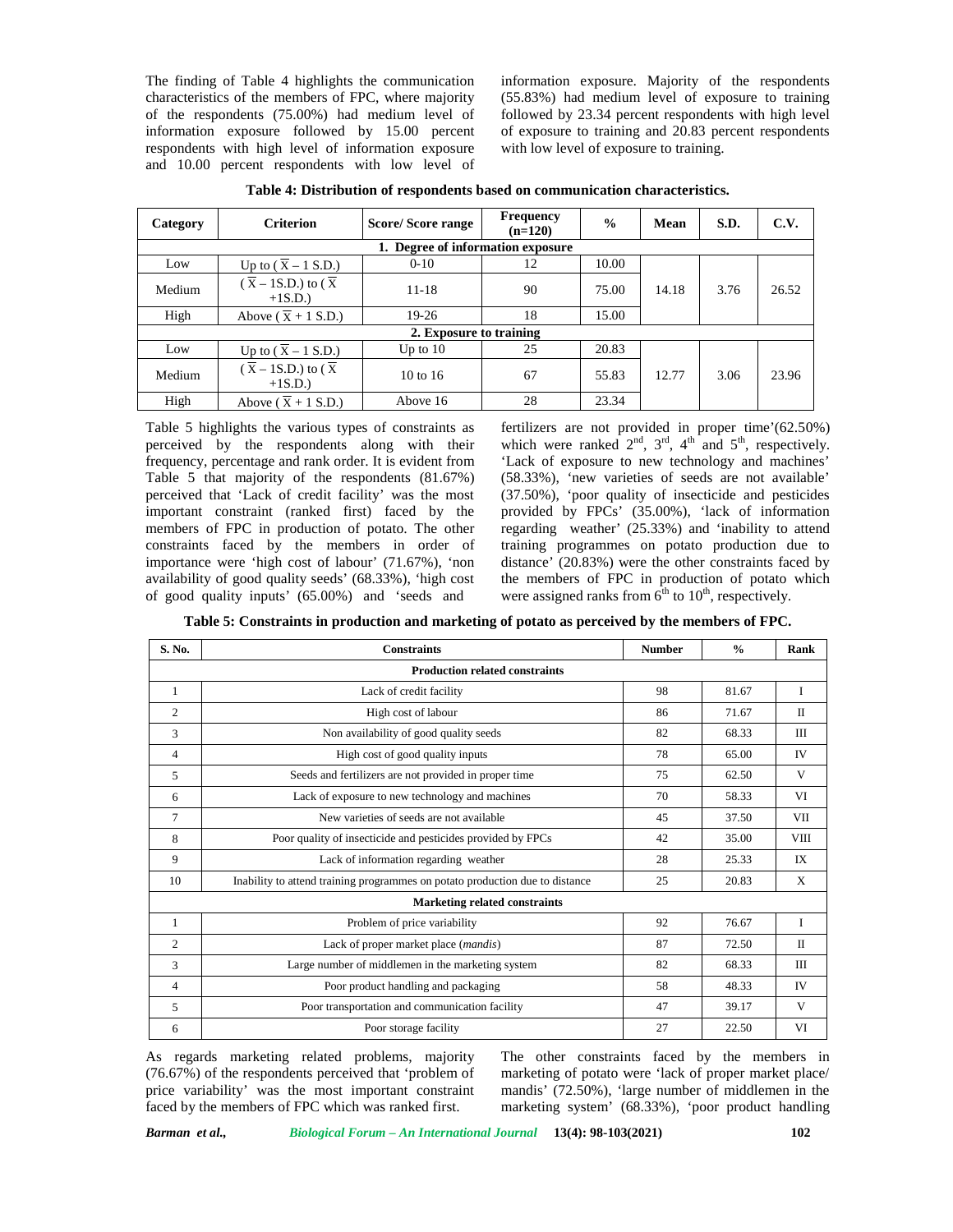The finding of Table 4 highlights the communication characteristics of the members of FPC, where majority of the respondents (75.00%) had medium level of information exposure followed by 15.00 percent respondents with high level of information exposure and 10.00 percent respondents with low level of information exposure. Majority of the respondents (55.83%) had medium level of exposure to training followed by 23.34 percent respondents with high level of exposure to training and 20.83 percent respondents with low level of exposure to training.

**Table 4: Distribution of respondents based on communication characteristics.**

| Category | Criterion | Score/ Score range | Frequency (n=120) | % | Mean | S.D. | C.V. |
|---|---|---|---|---|---|---|---|
| **1. Degree of information exposure** | | | | | | | |
| Low | Up to ($\overline{X}$ – 1 S.D.) | 0-10 | 12 | 10.00 | 14.18 | 3.76 | 26.52 |
| Medium | ($\overline{X}$ – 1S.D.) to ($\overline{X}$ +1S.D.) | 11-18 | 90 | 75.00 | | | |
| High | Above ($\overline{X}$ + 1 S.D.) | 19-26 | 18 | 15.00 | | | |
| **2. Exposure to training** | | | | | | | |
| Low | Up to ($\overline{X}$ – 1 S.D.) | Up to 10 | 25 | 20.83 | 12.77 | 3.06 | 23.96 |
| Medium | ($\overline{X}$ – 1S.D.) to ($\overline{X}$ +1S.D.) | 10 to 16 | 67 | 55.83 | | | |
| High | Above ($\overline{X}$ + 1 S.D.) | Above 16 | 28 | 23.34 | | | |

Table 5 highlights the various types of constraints as perceived by the respondents along with their frequency, percentage and rank order. It is evident from Table 5 that majority of the respondents (81.67%) perceived that 'Lack of credit facility' was the most important constraint (ranked first) faced by the members of FPC in production of potato. The other constraints faced by the members in order of importance were 'high cost of labour' (71.67%), 'non availability of good quality seeds' (68.33%), 'high cost of good quality inputs' (65.00%) and 'seeds and fertilizers are not provided in proper time'(62.50%) which were ranked 2nd, 3rd, 4th and 5th, respectively. 'Lack of exposure to new technology and machines' (58.33%), 'new varieties of seeds are not available' (37.50%), 'poor quality of insecticide and pesticides provided by FPCs' (35.00%), 'lack of information regarding weather' (25.33%) and 'inability to attend training programmes on potato production due to distance' (20.83%) were the other constraints faced by the members of FPC in production of potato which were assigned ranks from 6th to 10th, respectively.

**Table 5: Constraints in production and marketing of potato as perceived by the members of FPC.**

| S. No. | Constraints | Number | % | Rank |
|---|---|---|---|---|
| | **Production related constraints** | | | |
| 1 | Lack of credit facility | 98 | 81.67 | I |
| 2 | High cost of labour | 86 | 71.67 | II |
| 3 | Non availability of good quality seeds | 82 | 68.33 | III |
| 4 | High cost of good quality inputs | 78 | 65.00 | IV |
| 5 | Seeds and fertilizers are not provided in proper time | 75 | 62.50 | V |
| 6 | Lack of exposure to new technology and machines | 70 | 58.33 | VI |
| 7 | New varieties of seeds are not available | 45 | 37.50 | VII |
| 8 | Poor quality of insecticide and pesticides provided by FPCs | 42 | 35.00 | VIII |
| 9 | Lack of information regarding weather | 28 | 25.33 | IX |
| 10 | Inability to attend training programmes on potato production due to distance | 25 | 20.83 | X |
| | **Marketing related constraints** | | | |
| 1 | Problem of price variability | 92 | 76.67 | I |
| 2 | Lack of proper market place (*mandis*) | 87 | 72.50 | II |
| 3 | Large number of middlemen in the marketing system | 82 | 68.33 | III |
| 4 | Poor product handling and packaging | 58 | 48.33 | IV |
| 5 | Poor transportation and communication facility | 47 | 39.17 | V |
| 6 | Poor storage facility | 27 | 22.50 | VI |

As regards marketing related problems, majority (76.67%) of the respondents perceived that 'problem of price variability' was the most important constraint faced by the members of FPC which was ranked first. The other constraints faced by the members in marketing of potato were 'lack of proper market place/ mandis' (72.50%), 'large number of middlemen in the marketing system' (68.33%), 'poor product handling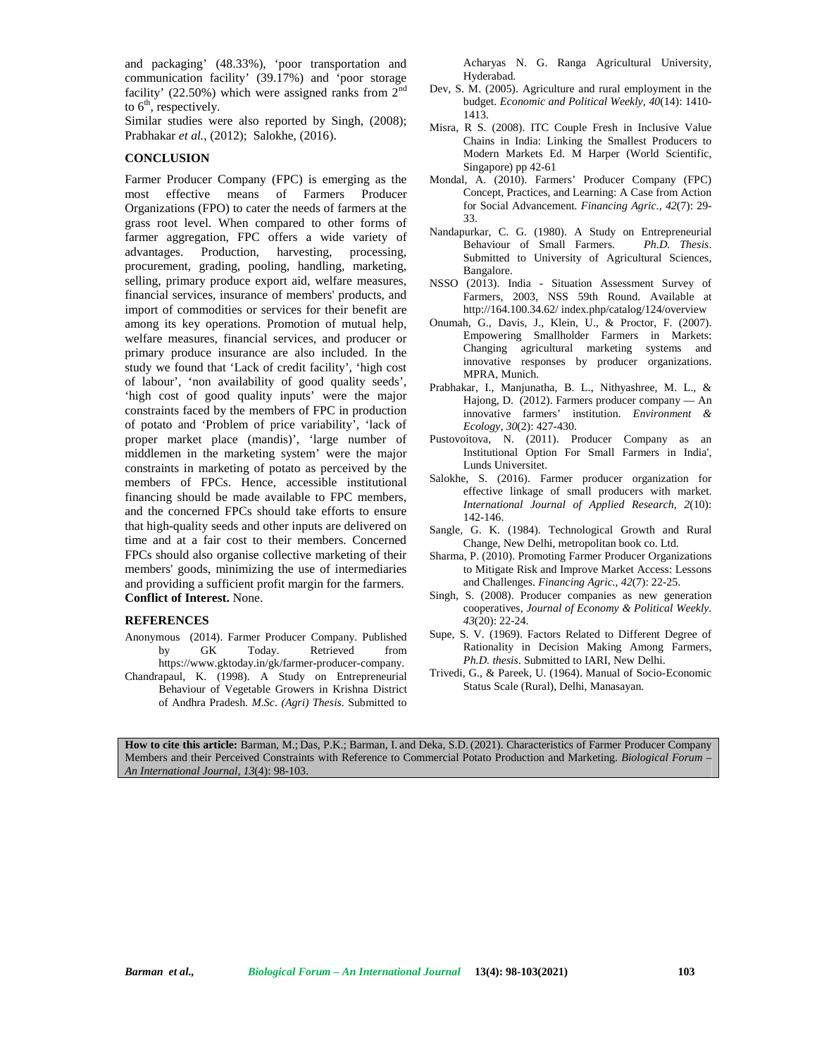and packaging' (48.33%), 'poor transportation and communication facility' (39.17%) and 'poor storage facility' (22.50%) which were assigned ranks from 2nd to 6th, respectively.

Similar studies were also reported by Singh, (2008); Prabhakar *et al.*, (2012); Salokhe, (2016).

## CONCLUSION

Farmer Producer Company (FPC) is emerging as the most effective means of Farmers Producer Organizations (FPO) to cater the needs of farmers at the grass root level. When compared to other forms of farmer aggregation, FPC offers a wide variety of advantages. Production, harvesting, processing, procurement, grading, pooling, handling, marketing, selling, primary produce export aid, welfare measures, financial services, insurance of members' products, and import of commodities or services for their benefit are among its key operations. Promotion of mutual help, welfare measures, financial services, and producer or primary produce insurance are also included. In the study we found that 'Lack of credit facility', 'high cost of labour', 'non availability of good quality seeds', 'high cost of good quality inputs' were the major constraints faced by the members of FPC in production of potato and 'Problem of price variability', 'lack of proper market place (mandis)', 'large number of middlemen in the marketing system' were the major constraints in marketing of potato as perceived by the members of FPCs. Hence, accessible institutional financing should be made available to FPC members, and the concerned FPCs should take efforts to ensure that high-quality seeds and other inputs are delivered on time and at a fair cost to their members. Concerned FPCs should also organise collective marketing of their members' goods, minimizing the use of intermediaries and providing a sufficient profit margin for the farmers.

**Conflict of Interest.** None.

## REFERENCES

Anonymous (2014). Farmer Producer Company. Published by GK Today. Retrieved from https://www.gktoday.in/gk/farmer-producer-company.

Chandrapaul, K. (1998). A Study on Entrepreneurial Behaviour of Vegetable Growers in Krishna District of Andhra Pradesh. *M.Sc. (Agri) Thesis*. Submitted to Acharyas N. G. Ranga Agricultural University, Hyderabad.

Dev, S. M. (2005). Agriculture and rural employment in the budget. *Economic and Political Weekly, 40*(14): 1410-1413.

Misra, R S. (2008). ITC Couple Fresh in Inclusive Value Chains in India: Linking the Smallest Producers to Modern Markets Ed. M Harper (World Scientific, Singapore) pp 42-61

Mondal, A. (2010). Farmers' Producer Company (FPC) Concept, Practices, and Learning: A Case from Action for Social Advancement. *Financing Agric., 42*(7): 29-33.

Nandapurkar, C. G. (1980). A Study on Entrepreneurial Behaviour of Small Farmers. *Ph.D. Thesis*. Submitted to University of Agricultural Sciences, Bangalore.

NSSO (2013). India - Situation Assessment Survey of Farmers, 2003, NSS 59th Round. Available at http://164.100.34.62/ index.php/catalog/124/overview

Onumah, G., Davis, J., Klein, U., & Proctor, F. (2007). Empowering Smallholder Farmers in Markets: Changing agricultural marketing systems and innovative responses by producer organizations. MPRA, Munich.

Prabhakar, I., Manjunatha, B. L., Nithyashree, M. L., & Hajong, D. (2012). Farmers producer company — An innovative farmers' institution. *Environment & Ecology, 30*(2): 427-430.

Pustovoitova, N. (2011). Producer Company as an Institutional Option For Small Farmers in India', Lunds Universitet.

Salokhe, S. (2016). Farmer producer organization for effective linkage of small producers with market. *International Journal of Applied Research, 2*(10): 142-146.

Sangle, G. K. (1984). Technological Growth and Rural Change, New Delhi, metropolitan book co. Ltd.

Sharma, P. (2010). Promoting Farmer Producer Organizations to Mitigate Risk and Improve Market Access: Lessons and Challenges. *Financing Agric., 42*(7): 22-25.

Singh, S. (2008). Producer companies as new generation cooperatives, *Journal of Economy & Political Weekly. 43*(20): 22-24.

Supe, S. V. (1969). Factors Related to Different Degree of Rationality in Decision Making Among Farmers, *Ph.D. thesis*. Submitted to IARI, New Delhi.

Trivedi, G., & Pareek, U. (1964). Manual of Socio-Economic Status Scale (Rural), Delhi, Manasayan.

**How to cite this article:** Barman, M.; Das, P.K.; Barman, I. and Deka, S.D. (2021). Characteristics of Farmer Producer Company Members and their Perceived Constraints with Reference to Commercial Potato Production and Marketing. *Biological Forum – An International Journal, 13*(4): 98-103.